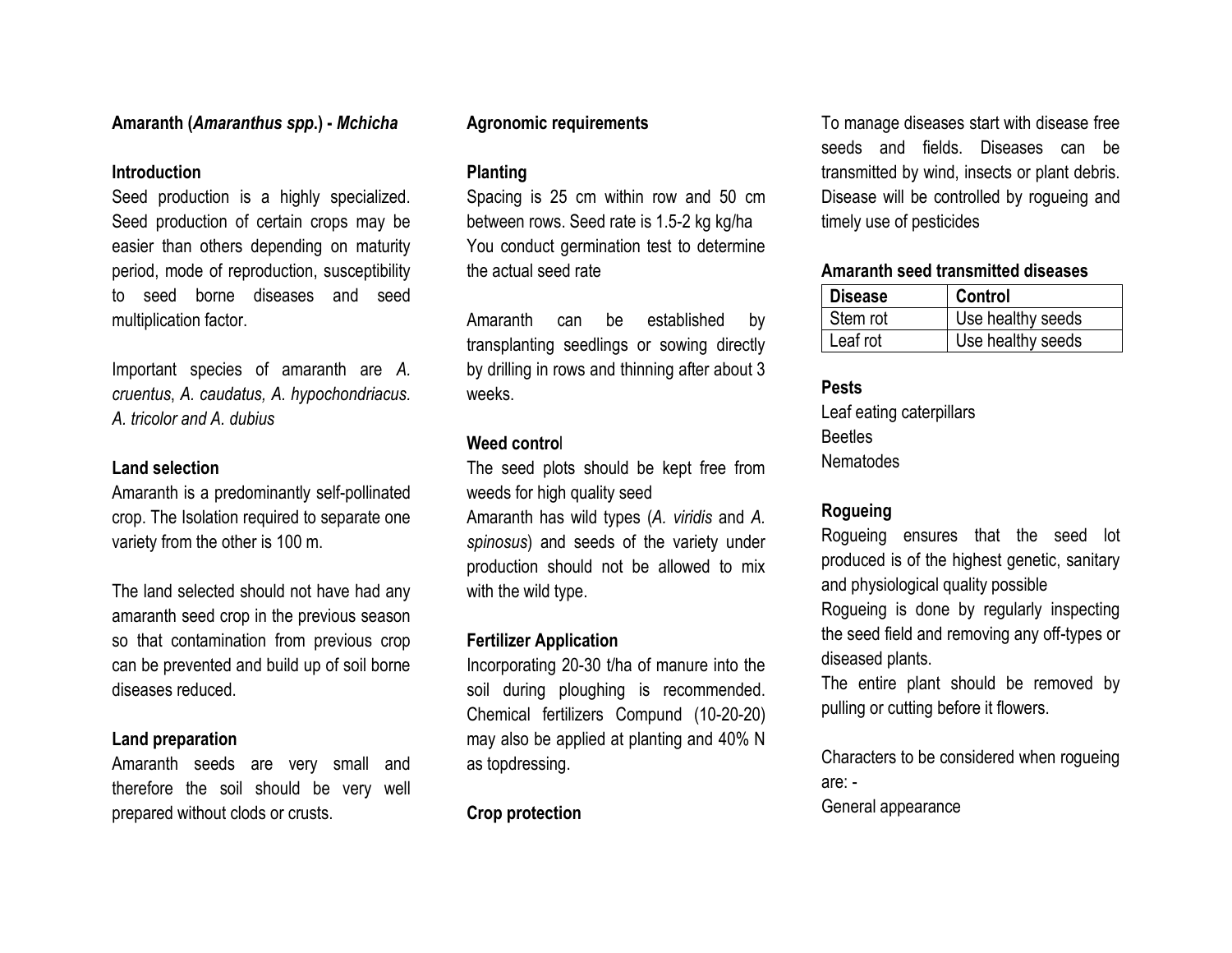**Amaranth (*Amaranthus spp.*) - *Mchicha***

**Introduction**

Seed production is a highly specialized. Seed production of certain crops may be easier than others depending on maturity period, mode of reproduction, susceptibility to seed borne diseases and seed multiplication factor.

Important species of amaranth are *A. cruentus*, *A. caudatus, A. hypochondriacus. A. tricolor and A. dubius*

**Land selection**

Amaranth is a predominantly self-pollinated crop. The Isolation required to separate one variety from the other is 100 m.

The land selected should not have had any amaranth seed crop in the previous season so that contamination from previous crop can be prevented and build up of soil borne diseases reduced.

**Land preparation**

Amaranth seeds are very small and therefore the soil should be very well prepared without clods or crusts.

**Agronomic requirements**

**Planting**

Spacing is 25 cm within row and 50 cm between rows. Seed rate is 1.5-2 kg kg/ha
You conduct germination test to determine the actual seed rate

Amaranth can be established by transplanting seedlings or sowing directly by drilling in rows and thinning after about 3 weeks.

**Weed control**

The seed plots should be kept free from weeds for high quality seed
Amaranth has wild types (*A. viridis* and *A. spinosus*) and seeds of the variety under production should not be allowed to mix with the wild type.

**Fertilizer Application**

Incorporating 20-30 t/ha of manure into the soil during ploughing is recommended. Chemical fertilizers Compund (10-20-20) may also be applied at planting and 40% N as topdressing.

**Crop protection**

To manage diseases start with disease free seeds and fields. Diseases can be transmitted by wind, insects or plant debris. Disease will be controlled by rogueing and timely use of pesticides

**Amaranth seed transmitted diseases**

| Disease | Control |
|---|---|
| Stem rot | Use healthy seeds |
| Leaf rot | Use healthy seeds |

**Pests**

Leaf eating caterpillars
Beetles
Nematodes

**Rogueing**

Rogueing ensures that the seed lot produced is of the highest genetic, sanitary and physiological quality possible
Rogueing is done by regularly inspecting the seed field and removing any off-types or diseased plants.
The entire plant should be removed by pulling or cutting before it flowers.

Characters to be considered when rogueing are: -
General appearance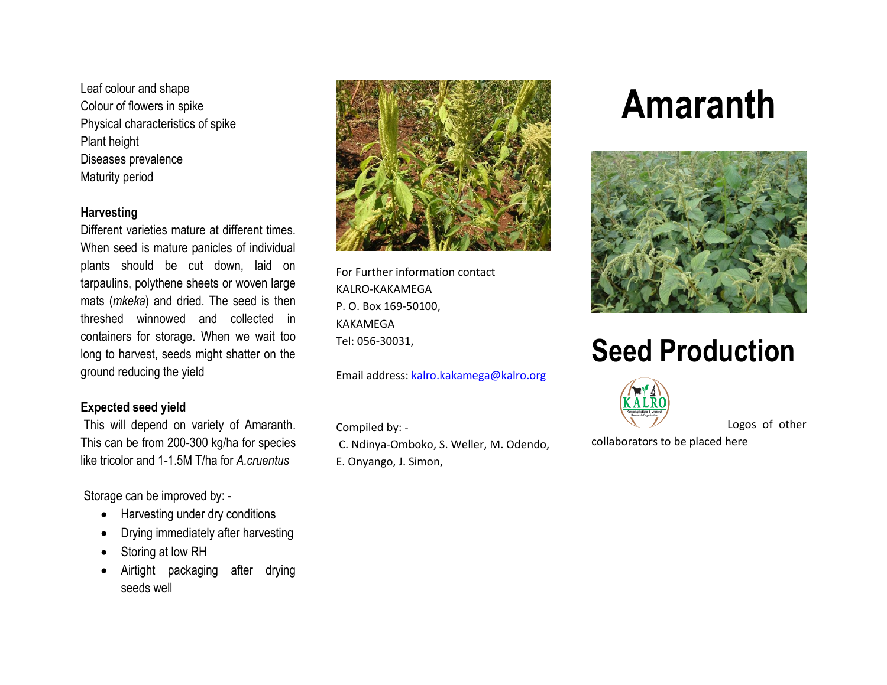Leaf colour and shape
Colour of flowers in spike
Physical characteristics of spike
Plant height
Diseases prevalence
Maturity period

**Harvesting**

Different varieties mature at different times. When seed is mature panicles of individual plants should be cut down, laid on tarpaulins, polythene sheets or woven large mats (*mkeka*) and dried. The seed is then threshed winnowed and collected in containers for storage. When we wait too long to harvest, seeds might shatter on the ground reducing the yield

**Expected seed yield**

This will depend on variety of Amaranth. This can be from 200-300 kg/ha for species like tricolor and 1-1.5M T/ha for *A.cruentus*

Storage can be improved by: -

- Harvesting under dry conditions
- Drying immediately after harvesting
- Storing at low RH
- Airtight packaging after drying seeds well

For Further information contact
KALRO-KAKAMEGA
P. O. Box 169-50100,
KAKAMEGA
Tel: 056-30031,

Email address: kalro.kakamega@kalro.org

Compiled by: -
C. Ndinya-Omboko, S. Weller, M. Odendo, E. Onyango, J. Simon,

# Amaranth

# Seed Production

Logos of other collaborators to be placed here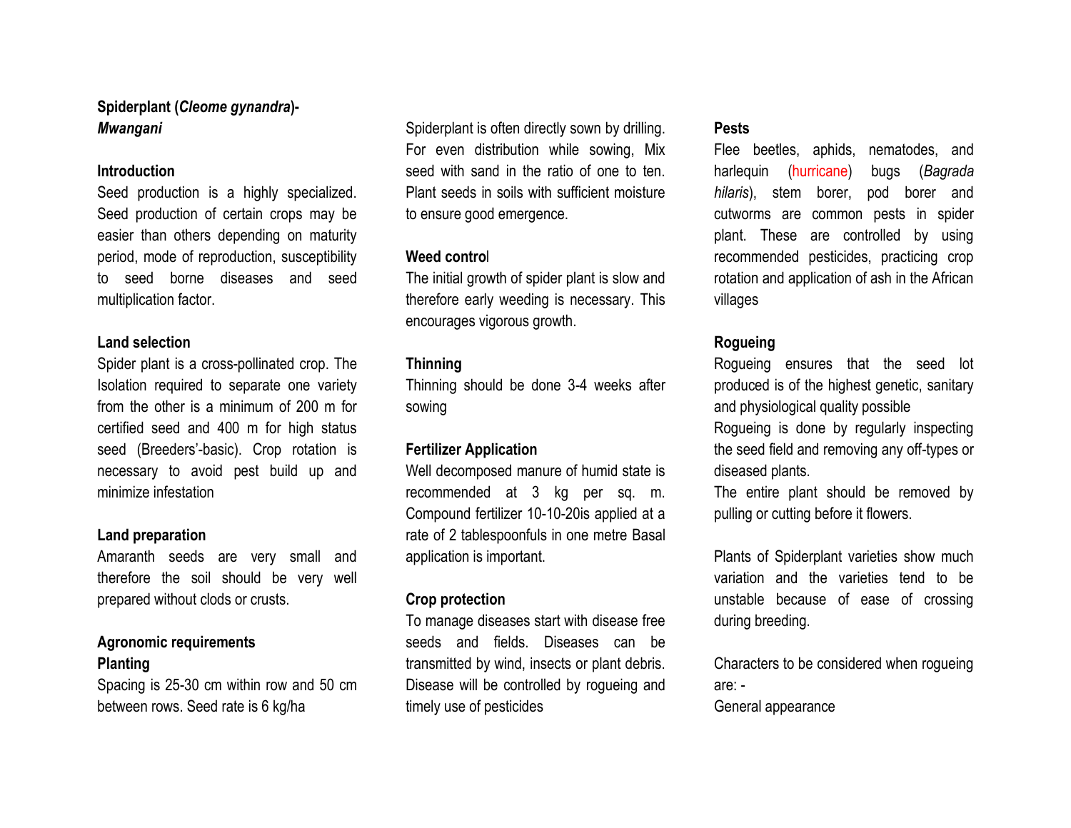**Spiderplant (*Cleome gynandra*)-*Mwangani***

**Introduction**

Seed production is a highly specialized. Seed production of certain crops may be easier than others depending on maturity period, mode of reproduction, susceptibility to seed borne diseases and seed multiplication factor.

**Land selection**

Spider plant is a cross-pollinated crop. The Isolation required to separate one variety from the other is a minimum of 200 m for certified seed and 400 m for high status seed (Breeders'-basic). Crop rotation is necessary to avoid pest build up and minimize infestation

**Land preparation**

Amaranth seeds are very small and therefore the soil should be very well prepared without clods or crusts.

**Agronomic requirements**

**Planting**

Spacing is 25-30 cm within row and 50 cm between rows. Seed rate is 6 kg/ha

Spiderplant is often directly sown by drilling. For even distribution while sowing, Mix seed with sand in the ratio of one to ten. Plant seeds in soils with sufficient moisture to ensure good emergence.

**Weed control**

The initial growth of spider plant is slow and therefore early weeding is necessary. This encourages vigorous growth.

**Thinning**

Thinning should be done 3-4 weeks after sowing

**Fertilizer Application**

Well decomposed manure of humid state is recommended at 3 kg per sq. m. Compound fertilizer 10-10-20is applied at a rate of 2 tablespoonfuls in one metre Basal application is important.

**Crop protection**

To manage diseases start with disease free seeds and fields. Diseases can be transmitted by wind, insects or plant debris. Disease will be controlled by rogueing and timely use of pesticides

**Pests**

Flee beetles, aphids, nematodes, and harlequin (hurricane) bugs (*Bagrada hilaris*), stem borer, pod borer and cutworms are common pests in spider plant. These are controlled by using recommended pesticides, practicing crop rotation and application of ash in the African villages

**Rogueing**

Rogueing ensures that the seed lot produced is of the highest genetic, sanitary and physiological quality possible

Rogueing is done by regularly inspecting the seed field and removing any off-types or diseased plants.

The entire plant should be removed by pulling or cutting before it flowers.

Plants of Spiderplant varieties show much variation and the varieties tend to be unstable because of ease of crossing during breeding.

Characters to be considered when rogueing are: -

General appearance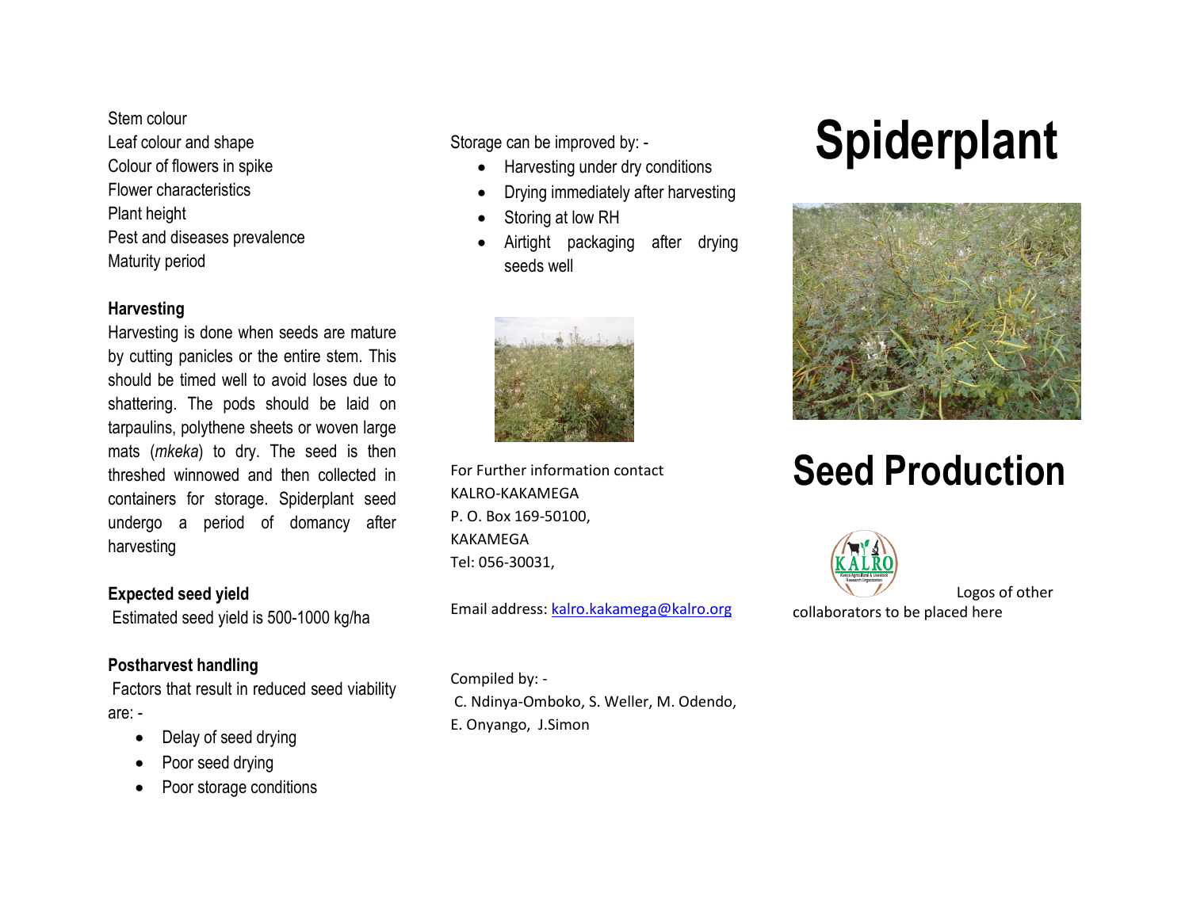Stem colour
Leaf colour and shape
Colour of flowers in spike
Flower characteristics
Plant height
Pest and diseases prevalence
Maturity period

**Harvesting**

Harvesting is done when seeds are mature by cutting panicles or the entire stem. This should be timed well to avoid loses due to shattering. The pods should be laid on tarpaulins, polythene sheets or woven large mats (*mkeka*) to dry. The seed is then threshed winnowed and then collected in containers for storage. Spiderplant seed undergo a period of domancy after harvesting

**Expected seed yield**

Estimated seed yield is 500-1000 kg/ha

**Postharvest handling**

Factors that result in reduced seed viability are: -

- Delay of seed drying
- Poor seed drying
- Poor storage conditions

Storage can be improved by: -

- Harvesting under dry conditions
- Drying immediately after harvesting
- Storing at low RH
- Airtight packaging after drying seeds well

For Further information contact
KALRO-KAKAMEGA
P. O. Box 169-50100,
KAKAMEGA
Tel: 056-30031,

Email address: kalro.kakamega@kalro.org

Compiled by: -
C. Ndinya-Omboko, S. Weller, M. Odendo, E. Onyango, J.Simon

# Spiderplant

# Seed Production

Logos of other collaborators to be placed here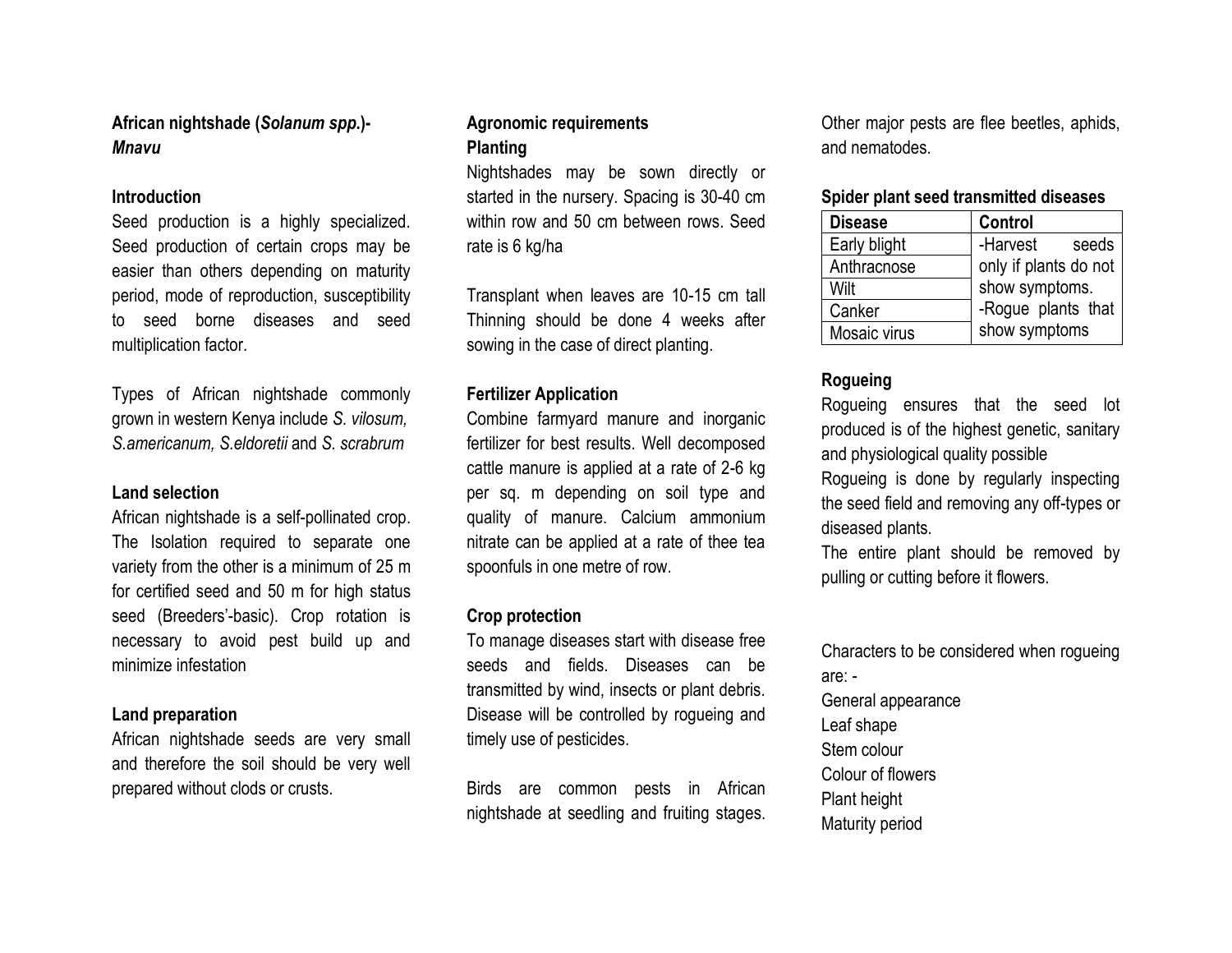## African nightshade (*Solanum spp.*)- *Mnavu*

### Introduction

Seed production is a highly specialized. Seed production of certain crops may be easier than others depending on maturity period, mode of reproduction, susceptibility to seed borne diseases and seed multiplication factor.

Types of African nightshade commonly grown in western Kenya include *S. vilosum, S.americanum, S.eldoretii* and *S. scrabrum*

### Land selection

African nightshade is a self-pollinated crop. The Isolation required to separate one variety from the other is a minimum of 25 m for certified seed and 50 m for high status seed (Breeders'-basic). Crop rotation is necessary to avoid pest build up and minimize infestation

### Land preparation

African nightshade seeds are very small and therefore the soil should be very well prepared without clods or crusts.

### Agronomic requirements

### Planting

Nightshades may be sown directly or started in the nursery. Spacing is 30-40 cm within row and 50 cm between rows. Seed rate is 6 kg/ha

Transplant when leaves are 10-15 cm tall Thinning should be done 4 weeks after sowing in the case of direct planting.

### Fertilizer Application

Combine farmyard manure and inorganic fertilizer for best results. Well decomposed cattle manure is applied at a rate of 2-6 kg per sq. m depending on soil type and quality of manure. Calcium ammonium nitrate can be applied at a rate of thee tea spoonfuls in one metre of row.

### Crop protection

To manage diseases start with disease free seeds and fields. Diseases can be transmitted by wind, insects or plant debris. Disease will be controlled by rogueing and timely use of pesticides.

Birds are common pests in African nightshade at seedling and fruiting stages. Other major pests are flee beetles, aphids, and nematodes.

### Spider plant seed transmitted diseases

| Disease | Control |
|---|---|
| Early blight | -Harvest seeds only if plants do not show symptoms. -Rogue plants that show symptoms |
| Anthracnose | |
| Wilt | |
| Canker | |
| Mosaic virus | |

### Rogueing

Rogueing ensures that the seed lot produced is of the highest genetic, sanitary and physiological quality possible

Rogueing is done by regularly inspecting the seed field and removing any off-types or diseased plants.

The entire plant should be removed by pulling or cutting before it flowers.

Characters to be considered when rogueing are: -

General appearance
Leaf shape
Stem colour
Colour of flowers
Plant height
Maturity period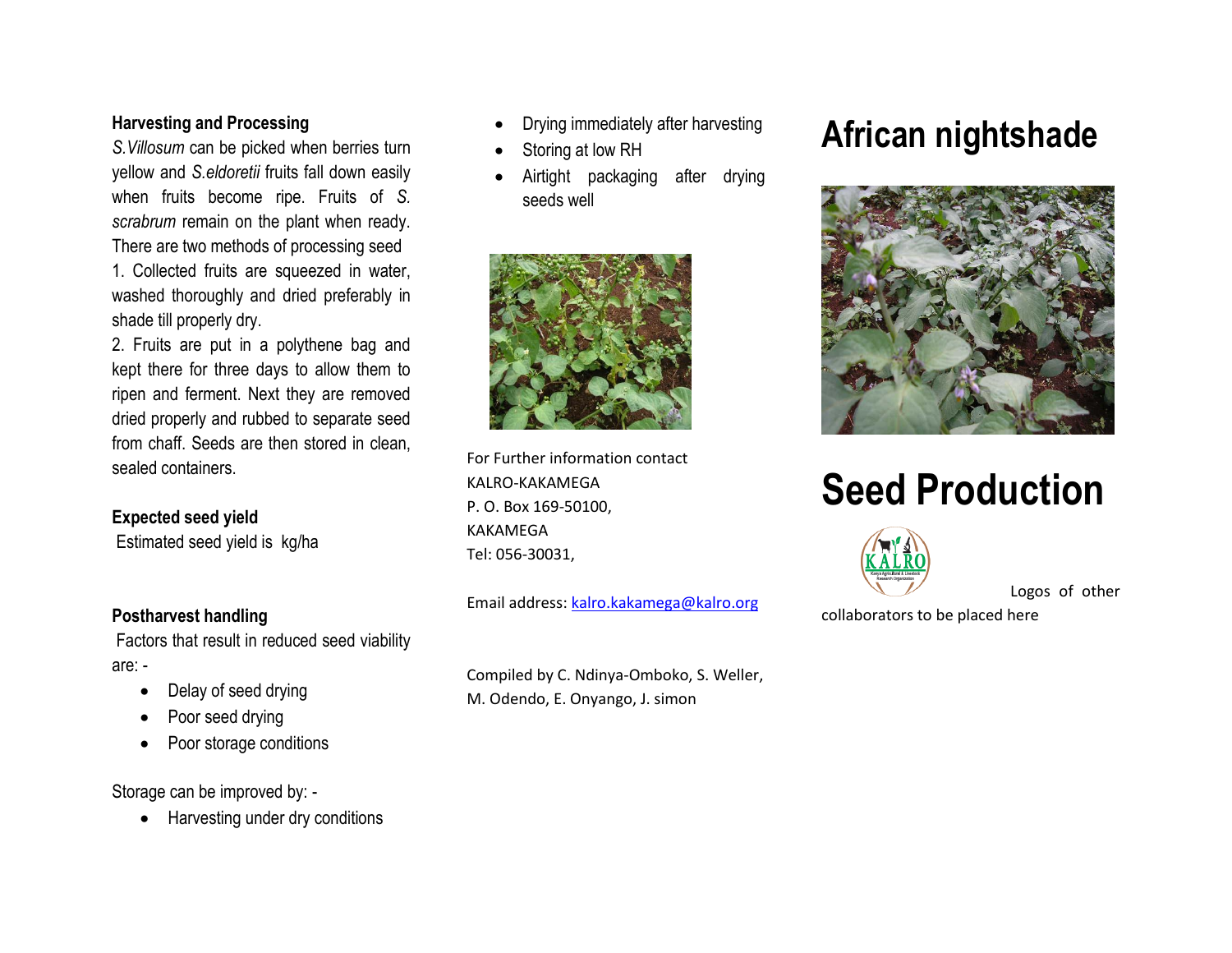### Harvesting and Processing

*S.Villosum* can be picked when berries turn yellow and *S.eldoretii* fruits fall down easily when fruits become ripe. Fruits of *S. scrabrum* remain on the plant when ready. There are two methods of processing seed

1. Collected fruits are squeezed in water, washed thoroughly and dried preferably in shade till properly dry.
2. Fruits are put in a polythene bag and kept there for three days to allow them to ripen and ferment. Next they are removed dried properly and rubbed to separate seed from chaff. Seeds are then stored in clean, sealed containers.

### Expected seed yield

Estimated seed yield is kg/ha

### Postharvest handling

Factors that result in reduced seed viability are: -

- Delay of seed drying
- Poor seed drying
- Poor storage conditions

Storage can be improved by: -

- Harvesting under dry conditions
- Drying immediately after harvesting
- Storing at low RH
- Airtight packaging after drying seeds well

For Further information contact
KALRO-KAKAMEGA
P. O. Box 169-50100,
KAKAMEGA
Tel: 056-30031,

Email address: kalro.kakamega@kalro.org

Compiled by C. Ndinya-Omboko, S. Weller, M. Odendo, E. Onyango, J. simon

# African nightshade

# Seed Production

Logos of other collaborators to be placed here